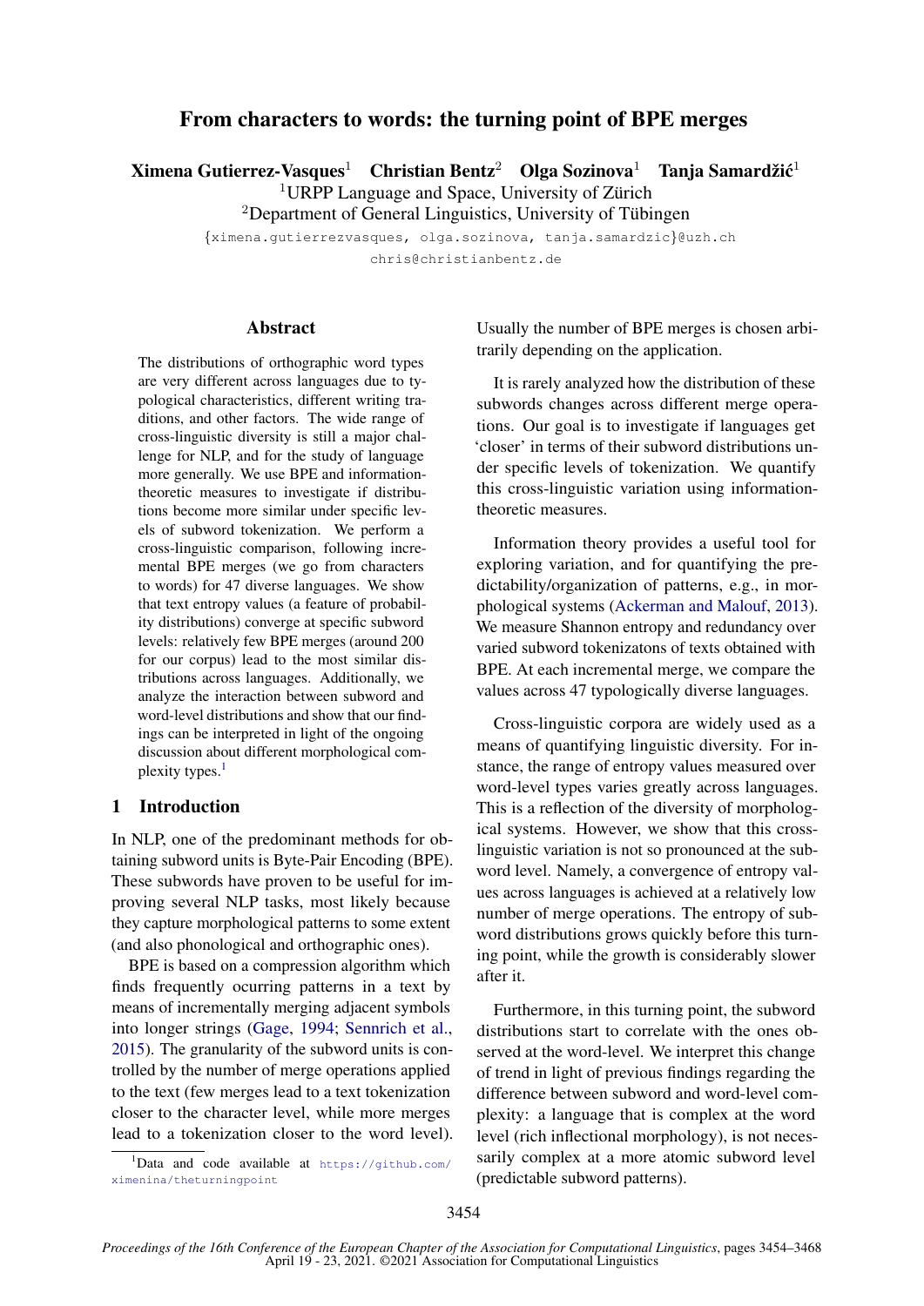# From characters to words: the turning point of BPE merges

**Ximena Gutierrez-Vasques**[1] **Christian Bentz**[2] **Olga Sozinova**[1] **Tanja Samardžić**[1]

[1]URPP Language and Space, University of Zürich

[2]Department of General Linguistics, University of Tübingen

{ximena.gutierrezvasques, olga.sozinova, tanja.samardzic}@uzh.ch

chris@christianbentz.de

## Abstract

The distributions of orthographic word types are very different across languages due to typological characteristics, different writing traditions, and other factors. The wide range of cross-linguistic diversity is still a major challenge for NLP, and for the study of language more generally. We use BPE and information-theoretic measures to investigate if distributions become more similar under specific levels of subword tokenization. We perform a cross-linguistic comparison, following incremental BPE merges (we go from characters to words) for 47 diverse languages. We show that text entropy values (a feature of probability distributions) converge at specific subword levels: relatively few BPE merges (around 200 for our corpus) lead to the most similar distributions across languages. Additionally, we analyze the interaction between subword and word-level distributions and show that our findings can be interpreted in light of the ongoing discussion about different morphological complexity types.[1]

## 1 Introduction

In NLP, one of the predominant methods for obtaining subword units is Byte-Pair Encoding (BPE). These subwords have proven to be useful for improving several NLP tasks, most likely because they capture morphological patterns to some extent (and also phonological and orthographic ones).

BPE is based on a compression algorithm which finds frequently ocurring patterns in a text by means of incrementally merging adjacent symbols into longer strings (Gage, 1994; Sennrich et al., 2015). The granularity of the subword units is controlled by the number of merge operations applied to the text (few merges lead to a text tokenization closer to the character level, while more merges lead to a tokenization closer to the word level). Usually the number of BPE merges is chosen arbitrarily depending on the application.

It is rarely analyzed how the distribution of these subwords changes across different merge operations. Our goal is to investigate if languages get 'closer' in terms of their subword distributions under specific levels of tokenization. We quantify this cross-linguistic variation using information-theoretic measures.

Information theory provides a useful tool for exploring variation, and for quantifying the predictability/organization of patterns, e.g., in morphological systems (Ackerman and Malouf, 2013). We measure Shannon entropy and redundancy over varied subword tokenizatons of texts obtained with BPE. At each incremental merge, we compare the values across 47 typologically diverse languages.

Cross-linguistic corpora are widely used as a means of quantifying linguistic diversity. For instance, the range of entropy values measured over word-level types varies greatly across languages. This is a reflection of the diversity of morphological systems. However, we show that this cross-linguistic variation is not so pronounced at the subword level. Namely, a convergence of entropy values across languages is achieved at a relatively low number of merge operations. The entropy of subword distributions grows quickly before this turning point, while the growth is considerably slower after it.

Furthermore, in this turning point, the subword distributions start to correlate with the ones observed at the word-level. We interpret this change of trend in light of previous findings regarding the difference between subword and word-level complexity: a language that is complex at the word level (rich inflectional morphology), is not necessarily complex at a more atomic subword level (predictable subword patterns).

[1]Data and code available at https://github.com/ximenina/theturningpoint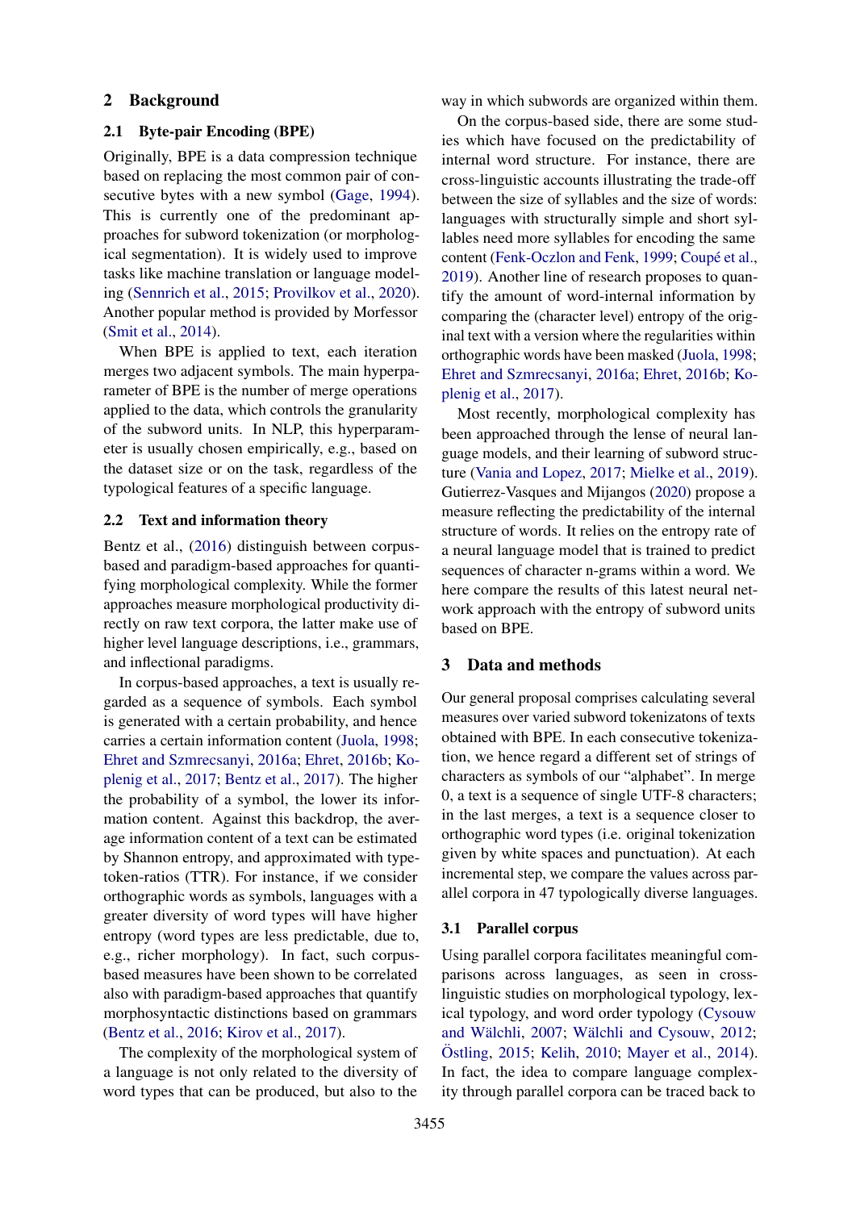## 2 Background

### 2.1 Byte-pair Encoding (BPE)

Originally, BPE is a data compression technique based on replacing the most common pair of consecutive bytes with a new symbol (Gage, 1994). This is currently one of the predominant approaches for subword tokenization (or morphological segmentation). It is widely used to improve tasks like machine translation or language modeling (Sennrich et al., 2015; Provilkov et al., 2020). Another popular method is provided by Morfessor (Smit et al., 2014).

When BPE is applied to text, each iteration merges two adjacent symbols. The main hyperparameter of BPE is the number of merge operations applied to the data, which controls the granularity of the subword units. In NLP, this hyperparameter is usually chosen empirically, e.g., based on the dataset size or on the task, regardless of the typological features of a specific language.

### 2.2 Text and information theory

Bentz et al., (2016) distinguish between corpus-based and paradigm-based approaches for quantifying morphological complexity. While the former approaches measure morphological productivity directly on raw text corpora, the latter make use of higher level language descriptions, i.e., grammars, and inflectional paradigms.

In corpus-based approaches, a text is usually regarded as a sequence of symbols. Each symbol is generated with a certain probability, and hence carries a certain information content (Juola, 1998; Ehret and Szmrecsanyi, 2016a; Ehret, 2016b; Koplenig et al., 2017; Bentz et al., 2017). The higher the probability of a symbol, the lower its information content. Against this backdrop, the average information content of a text can be estimated by Shannon entropy, and approximated with type-token-ratios (TTR). For instance, if we consider orthographic words as symbols, languages with a greater diversity of word types will have higher entropy (word types are less predictable, due to, e.g., richer morphology). In fact, such corpus-based measures have been shown to be correlated also with paradigm-based approaches that quantify morphosyntactic distinctions based on grammars (Bentz et al., 2016; Kirov et al., 2017).

The complexity of the morphological system of a language is not only related to the diversity of word types that can be produced, but also to the way in which subwords are organized within them.

On the corpus-based side, there are some studies which have focused on the predictability of internal word structure. For instance, there are cross-linguistic accounts illustrating the trade-off between the size of syllables and the size of words: languages with structurally simple and short syllables need more syllables for encoding the same content (Fenk-Oczlon and Fenk, 1999; Coupé et al., 2019). Another line of research proposes to quantify the amount of word-internal information by comparing the (character level) entropy of the original text with a version where the regularities within orthographic words have been masked (Juola, 1998; Ehret and Szmrecsanyi, 2016a; Ehret, 2016b; Koplenig et al., 2017).

Most recently, morphological complexity has been approached through the lense of neural language models, and their learning of subword structure (Vania and Lopez, 2017; Mielke et al., 2019). Gutierrez-Vasques and Mijangos (2020) propose a measure reflecting the predictability of the internal structure of words. It relies on the entropy rate of a neural language model that is trained to predict sequences of character n-grams within a word. We here compare the results of this latest neural network approach with the entropy of subword units based on BPE.

## 3 Data and methods

Our general proposal comprises calculating several measures over varied subword tokenizatons of texts obtained with BPE. In each consecutive tokenization, we hence regard a different set of strings of characters as symbols of our "alphabet". In merge 0, a text is a sequence of single UTF-8 characters; in the last merges, a text is a sequence closer to orthographic word types (i.e. original tokenization given by white spaces and punctuation). At each incremental step, we compare the values across parallel corpora in 47 typologically diverse languages.

### 3.1 Parallel corpus

Using parallel corpora facilitates meaningful comparisons across languages, as seen in cross-linguistic studies on morphological typology, lexical typology, and word order typology (Cysouw and Wälchli, 2007; Wälchli and Cysouw, 2012; Östling, 2015; Kelih, 2010; Mayer et al., 2014). In fact, the idea to compare language complexity through parallel corpora can be traced back to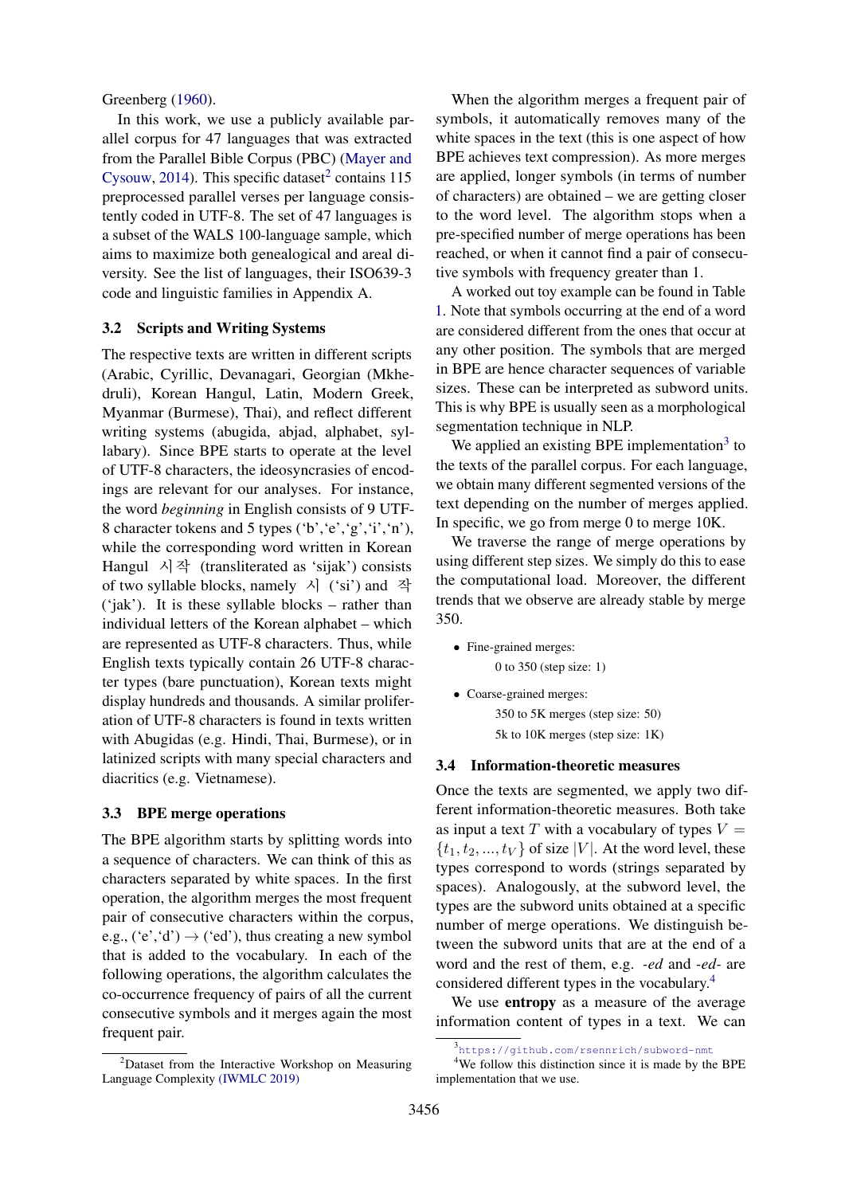Greenberg (1960).

In this work, we use a publicly available parallel corpus for 47 languages that was extracted from the Parallel Bible Corpus (PBC) (Mayer and Cysouw, 2014). This specific dataset[2] contains 115 preprocessed parallel verses per language consistently coded in UTF-8. The set of 47 languages is a subset of the WALS 100-language sample, which aims to maximize both genealogical and areal diversity. See the list of languages, their ISO639-3 code and linguistic families in Appendix A.

### 3.2 Scripts and Writing Systems

The respective texts are written in different scripts (Arabic, Cyrillic, Devanagari, Georgian (Mkhedruli), Korean Hangul, Latin, Modern Greek, Myanmar (Burmese), Thai), and reflect different writing systems (abugida, abjad, alphabet, syllabary). Since BPE starts to operate at the level of UTF-8 characters, the ideosyncrasies of encodings are relevant for our analyses. For instance, the word *beginning* in English consists of 9 UTF-8 character tokens and 5 types ('b','e','g','i','n'), while the corresponding word written in Korean Hangul 시작 (transliterated as 'sijak') consists of two syllable blocks, namely 시 ('si') and 작 ('jak'). It is these syllable blocks – rather than individual letters of the Korean alphabet – which are represented as UTF-8 characters. Thus, while English texts typically contain 26 UTF-8 character types (bare punctuation), Korean texts might display hundreds and thousands. A similar proliferation of UTF-8 characters is found in texts written with Abugidas (e.g. Hindi, Thai, Burmese), or in latinized scripts with many special characters and diacritics (e.g. Vietnamese).

### 3.3 BPE merge operations

The BPE algorithm starts by splitting words into a sequence of characters. We can think of this as characters separated by white spaces. In the first operation, the algorithm merges the most frequent pair of consecutive characters within the corpus, e.g., ('e','d') → ('ed'), thus creating a new symbol that is added to the vocabulary. In each of the following operations, the algorithm calculates the co-occurrence frequency of pairs of all the current consecutive symbols and it merges again the most frequent pair.

When the algorithm merges a frequent pair of symbols, it automatically removes many of the white spaces in the text (this is one aspect of how BPE achieves text compression). As more merges are applied, longer symbols (in terms of number of characters) are obtained – we are getting closer to the word level. The algorithm stops when a pre-specified number of merge operations has been reached, or when it cannot find a pair of consecutive symbols with frequency greater than 1.

A worked out toy example can be found in Table 1. Note that symbols occurring at the end of a word are considered different from the ones that occur at any other position. The symbols that are merged in BPE are hence character sequences of variable sizes. These can be interpreted as subword units. This is why BPE is usually seen as a morphological segmentation technique in NLP.

We applied an existing BPE implementation[3] to the texts of the parallel corpus. For each language, we obtain many different segmented versions of the text depending on the number of merges applied. In specific, we go from merge 0 to merge 10K.

We traverse the range of merge operations by using different step sizes. We simply do this to ease the computational load. Moreover, the different trends that we observe are already stable by merge 350.

- Fine-grained merges:
  0 to 350 (step size: 1)
- Coarse-grained merges:
  350 to 5K merges (step size: 50)
  5k to 10K merges (step size: 1K)

### 3.4 Information-theoretic measures

Once the texts are segmented, we apply two different information-theoretic measures. Both take as input a text $T$ with a vocabulary of types $V = \{t_1, t_2, ..., t_V\}$ of size $|V|$. At the word level, these types correspond to words (strings separated by spaces). Analogously, at the subword level, the types are the subword units obtained at a specific number of merge operations. We distinguish between the subword units that are at the end of a word and the rest of them, e.g. *-ed* and *-ed-* are considered different types in the vocabulary.[4]

We use **entropy** as a measure of the average information content of types in a text. We can

[2] Dataset from the Interactive Workshop on Measuring Language Complexity (IWMLC 2019)

[3] https://github.com/rsennrich/subword-nmt

[4] We follow this distinction since it is made by the BPE implementation that we use.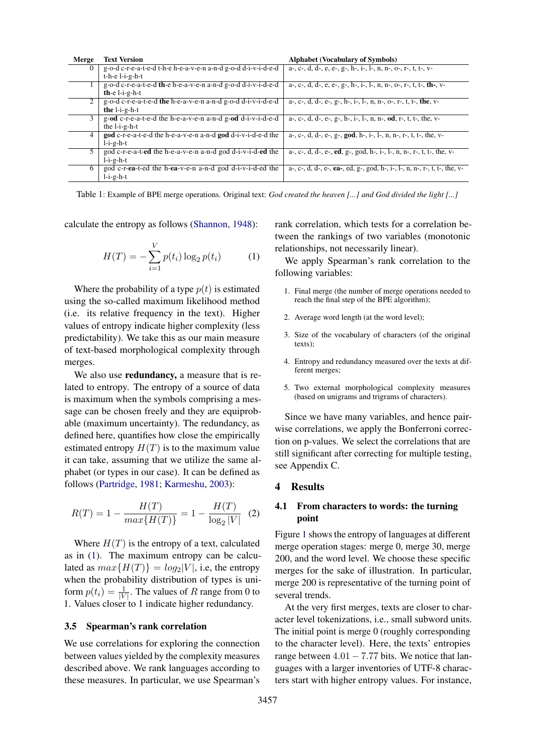| Merge | Text Version | Alphabet (Vocabulary of Symbols) |
|---|---|---|
| 0 | g-o-d c-r-e-a-t-e-d t-h-e h-e-a-v-e-n a-n-d g-o-d d-i-v-i-d-e-d t-h-e l-i-g-h-t | a-, c-, d, d-, e, e-, g-, h-, i-, l-, n, n-, o-, r-, t, t-, v- |
| 1 | g-o-d c-r-e-a-t-e-d **th**-e h-e-a-v-e-n a-n-d g-o-d d-i-v-i-d-e-d **th**-e l-i-g-h-t | a-, c-, d, d-, e, e-, g-, h-, i-, l-, n, n-, o-, r-, t, t-, **th-**, v- |
| 2 | g-o-d c-r-e-a-t-e-d **the** h-e-a-v-e-n a-n-d g-o-d d-i-v-i-d-e-d **the** l-i-g-h-t | a-, c-, d, d-, e-, g-, h-, i-, l-, n, n-, o-, r-, t, t-, **the**, v- |
| 3 | g-**od** c-r-e-a-t-e-d the h-e-a-v-e-n a-n-d g-**od** d-i-v-i-d-e-d the l-i-g-h-t | a-, c-, d, d-, e-, g-, h-, i-, l-, n, n-, **od**, r-, t, t-, the, v- |
| 4 | **god** c-r-e-a-t-e-d the h-e-a-v-e-n a-n-d **god** d-i-v-i-d-e-d the l-i-g-h-t | a-, c-, d, d-, e-, g-, **god**, h-, i-, l-, n, n-, r-, t, t-, the, v- |
| 5 | god c-r-e-a-t-**ed** the h-e-a-v-e-n a-n-d god d-i-v-i-d-**ed** the l-i-g-h-t | a-, c-, d, d-, e-, **ed**, g-, god, h-, i-, l-, n, n-, r-, t, t-, the, v- |
| 6 | god c-r-**ea**-t-ed the h-**ea**-v-e-n a-n-d god d-i-v-i-d-ed the l-i-g-h-t | a-, c-, d, d-, e-, **ea-**, ed, g-, god, h-, i-, l-, n, n-, r-, t, t-, the, v- |

Table 1: Example of BPE merge operations. Original text: *God created the heaven [...] and God divided the light [...]*

calculate the entropy as follows (Shannon, 1948):

$$H(T) = -\sum_{i=1}^{V} p(t_i) \log_2 p(t_i) \quad (1)$$

Where the probability of a type $p(t)$ is estimated using the so-called maximum likelihood method (i.e. its relative frequency in the text). Higher values of entropy indicate higher complexity (less predictability). We take this as our main measure of text-based morphological complexity through merges.

We also use **redundancy,** a measure that is related to entropy. The entropy of a source of data is maximum when the symbols comprising a message can be chosen freely and they are equiprobable (maximum uncertainty). The redundancy, as defined here, quantifies how close the empirically estimated entropy $H(T)$ is to the maximum value it can take, assuming that we utilize the same alphabet (or types in our case). It can be defined as follows (Partridge, 1981; Karmeshu, 2003):

$$R(T) = 1 - \frac{H(T)}{max\{H(T)\}} = 1 - \frac{H(T)}{\log_2 |V|} \quad (2)$$

Where $H(T)$ is the entropy of a text, calculated as in (1). The maximum entropy can be calculated as $max\{H(T)\} = log_2|V|$, i.e, the entropy when the probability distribution of types is uniform $p(t_i) = \frac{1}{|V|}$. The values of $R$ range from 0 to 1. Values closer to 1 indicate higher redundancy.

### 3.5 Spearman's rank correlation

We use correlations for exploring the connection between values yielded by the complexity measures described above. We rank languages according to these measures. In particular, we use Spearman's rank correlation, which tests for a correlation between the rankings of two variables (monotonic relationships, not necessarily linear).

We apply Spearman's rank correlation to the following variables:

1. Final merge (the number of merge operations needed to reach the final step of the BPE algorithm);
2. Average word length (at the word level);
3. Size of the vocabulary of characters (of the original texts);
4. Entropy and redundancy measured over the texts at different merges;
5. Two external morphological complexity measures (based on unigrams and trigrams of characters).

Since we have many variables, and hence pairwise correlations, we apply the Bonferroni correction on p-values. We select the correlations that are still significant after correcting for multiple testing, see Appendix C.

## 4 Results

### 4.1 From characters to words: the turning point

Figure 1 shows the entropy of languages at different merge operation stages: merge 0, merge 30, merge 200, and the word level. We choose these specific merges for the sake of illustration. In particular, merge 200 is representative of the turning point of several trends.

At the very first merges, texts are closer to character level tokenizations, i.e., small subword units. The initial point is merge 0 (roughly corresponding to the character level). Here, the texts' entropies range between $4.01 - 7.77$ bits. We notice that languages with a larger inventories of UTF-8 characters start with higher entropy values. For instance,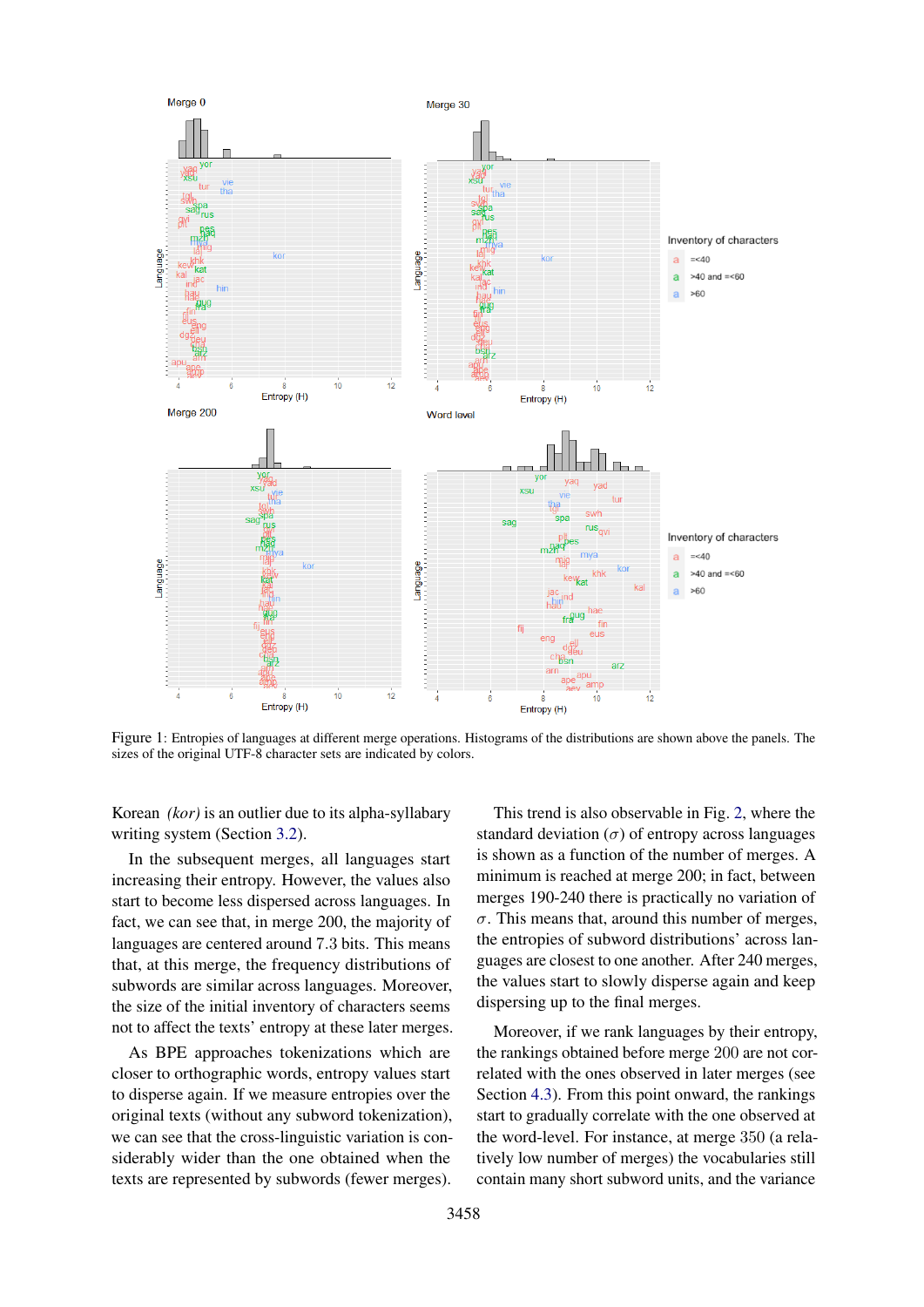Figure 1: Entropies of languages at different merge operations. Histograms of the distributions are shown above the panels. The sizes of the original UTF-8 character sets are indicated by colors.

Korean *(kor)* is an outlier due to its alpha-syllabary writing system (Section 3.2).

In the subsequent merges, all languages start increasing their entropy. However, the values also start to become less dispersed across languages. In fact, we can see that, in merge 200, the majority of languages are centered around 7.3 bits. This means that, at this merge, the frequency distributions of subwords are similar across languages. Moreover, the size of the initial inventory of characters seems not to affect the texts' entropy at these later merges.

As BPE approaches tokenizations which are closer to orthographic words, entropy values start to disperse again. If we measure entropies over the original texts (without any subword tokenization), we can see that the cross-linguistic variation is considerably wider than the one obtained when the texts are represented by subwords (fewer merges).

This trend is also observable in Fig. 2, where the standard deviation ($\sigma$) of entropy across languages is shown as a function of the number of merges. A minimum is reached at merge 200; in fact, between merges 190-240 there is practically no variation of $\sigma$. This means that, around this number of merges, the entropies of subword distributions' across languages are closest to one another. After 240 merges, the values start to slowly disperse again and keep dispersing up to the final merges.

Moreover, if we rank languages by their entropy, the rankings obtained before merge 200 are not correlated with the ones observed in later merges (see Section 4.3). From this point onward, the rankings start to gradually correlate with the one observed at the word-level. For instance, at merge 350 (a relatively low number of merges) the vocabularies still contain many short subword units, and the variance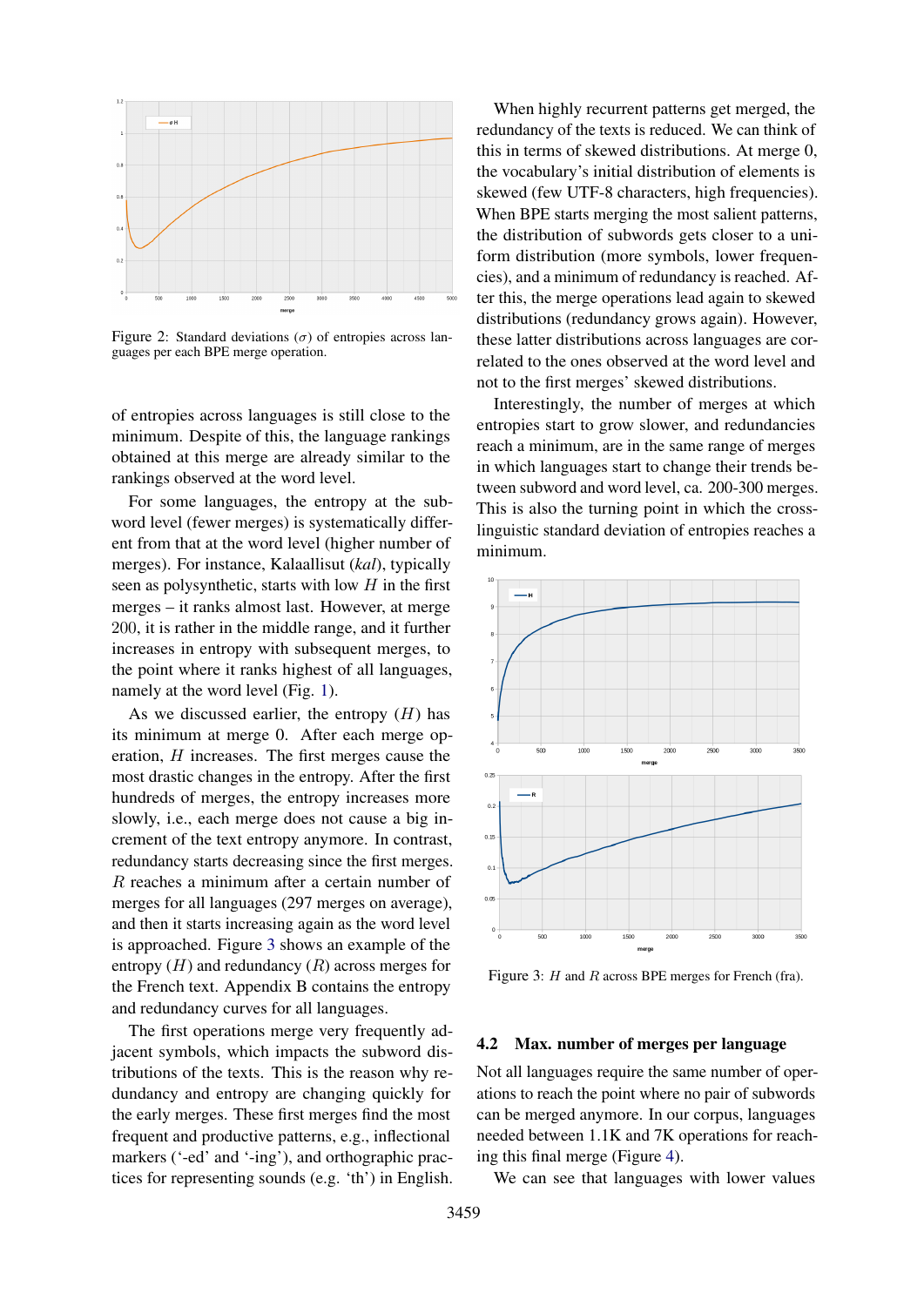Figure 2: Standard deviations ($\sigma$) of entropies across languages per each BPE merge operation.

of entropies across languages is still close to the minimum. Despite of this, the language rankings obtained at this merge are already similar to the rankings observed at the word level.

For some languages, the entropy at the subword level (fewer merges) is systematically different from that at the word level (higher number of merges). For instance, Kalaallisut (*kal*), typically seen as polysynthetic, starts with low $H$ in the first merges – it ranks almost last. However, at merge 200, it is rather in the middle range, and it further increases in entropy with subsequent merges, to the point where it ranks highest of all languages, namely at the word level (Fig. 1).

As we discussed earlier, the entropy ($H$) has its minimum at merge 0. After each merge operation, $H$ increases. The first merges cause the most drastic changes in the entropy. After the first hundreds of merges, the entropy increases more slowly, i.e., each merge does not cause a big incrcement of the text entropy anymore. In contrast, redundancy starts decreasing since the first merges. $R$ reaches a minimum after a certain number of merges for all languages (297 merges on average), and then it starts increasing again as the word level is approached. Figure 3 shows an example of the entropy ($H$) and redundancy ($R$) across merges for the French text. Appendix B contains the entropy and redundancy curves for all languages.

The first operations merge very frequently adjacent symbols, which impacts the subword distributions of the texts. This is the reason why redundancy and entropy are changing quickly for the early merges. These first merges find the most frequent and productive patterns, e.g., inflectional markers ('-ed' and '-ing'), and orthographic practices for representing sounds (e.g. 'th') in English.

When highly recurrent patterns get merged, the redundancy of the texts is reduced. We can think of this in terms of skewed distributions. At merge 0, the vocabulary's initial distribution of elements is skewed (few UTF-8 characters, high frequencies). When BPE starts merging the most salient patterns, the distribution of subwords gets closer to a uniform distribution (more symbols, lower frequencies), and a minimum of redundancy is reached. After this, the merge operations lead again to skewed distributions (redundancy grows again). However, these latter distributions across languages are correlated to the ones observed at the word level and not to the first merges' skewed distributions.

Interestingly, the number of merges at which entropies start to grow slower, and redundancies reach a minimum, are in the same range of merges in which languages start to change their trends between subword and word level, ca. 200-300 merges. This is also the turning point in which the cross-linguistic standard deviation of entropies reaches a minimum.

Figure 3: $H$ and $R$ across BPE merges for French (fra).

## 4.2 Max. number of merges per language

Not all languages require the same number of operations to reach the point where no pair of subwords can be merged anymore. In our corpus, languages needed between 1.1K and 7K operations for reaching this final merge (Figure 4).

We can see that languages with lower values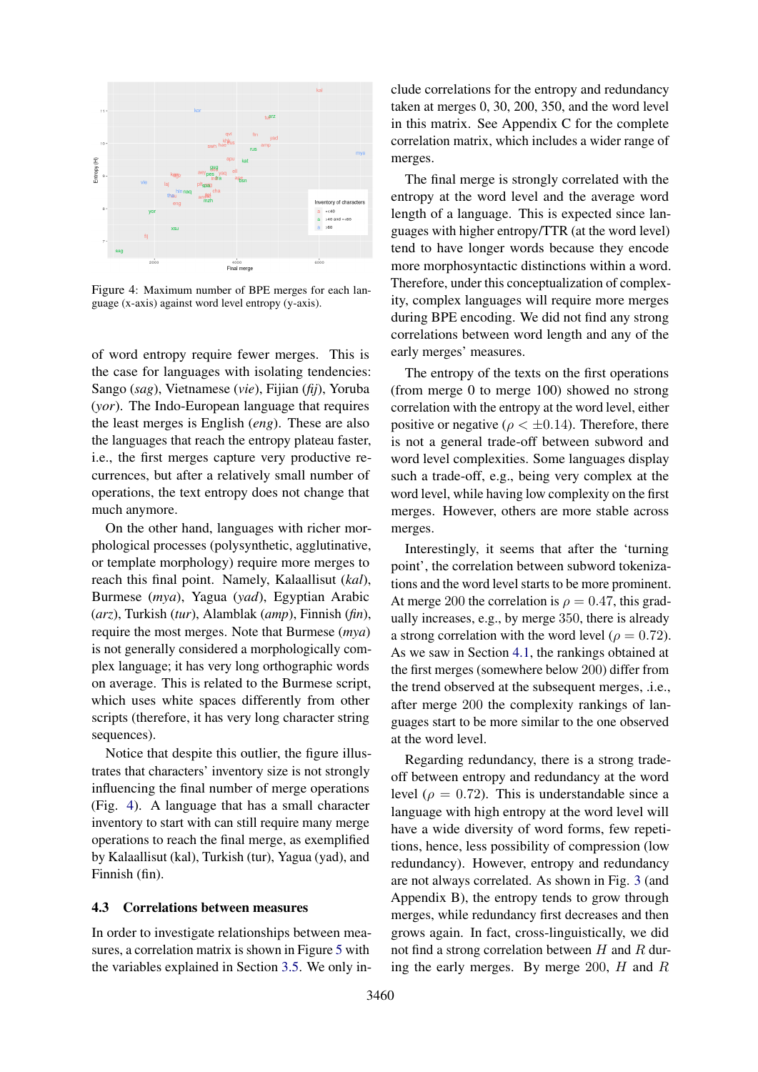Figure 4: Maximum number of BPE merges for each language (x-axis) against word level entropy (y-axis).

of word entropy require fewer merges. This is the case for languages with isolating tendencies: Sango (*sag*), Vietnamese (*vie*), Fijian (*fij*), Yoruba (*yor*). The Indo-European language that requires the least merges is English (*eng*). These are also the languages that reach the entropy plateau faster, i.e., the first merges capture very productive recurrences, but after a relatively small number of operations, the text entropy does not change that much anymore.

On the other hand, languages with richer morphological processes (polysynthetic, agglutinative, or template morphology) require more merges to reach this final point. Namely, Kalaallisut (*kal*), Burmese (*mya*), Yagua (*yad*), Egyptian Arabic (*arz*), Turkish (*tur*), Alamblak (*amp*), Finnish (*fin*), require the most merges. Note that Burmese (*mya*) is not generally considered a morphologically complex language; it has very long orthographic words on average. This is related to the Burmese script, which uses white spaces differently from other scripts (therefore, it has very long character string sequences).

Notice that despite this outlier, the figure illustrates that characters' inventory size is not strongly influencing the final number of merge operations (Fig. 4). A language that has a small character inventory to start with can still require many merge operations to reach the final merge, as exemplified by Kalaallisut (kal), Turkish (tur), Yagua (yad), and Finnish (fin).

### 4.3 Correlations between measures

In order to investigate relationships between measures, a correlation matrix is shown in Figure 5 with the variables explained in Section 3.5. We only include correlations for the entropy and redundancy taken at merges 0, 30, 200, 350, and the word level in this matrix. See Appendix C for the complete correlation matrix, which includes a wider range of merges.

The final merge is strongly correlated with the entropy at the word level and the average word length of a language. This is expected since languages with higher entropy/TTR (at the word level) tend to have longer words because they encode more morphosyntactic distinctions within a word. Therefore, under this conceptualization of complexity, complex languages will require more merges during BPE encoding. We did not find any strong correlations between word length and any of the early merges' measures.

The entropy of the texts on the first operations (from merge 0 to merge 100) showed no strong correlation with the entropy at the word level, either positive or negative ($\rho < \pm 0.14$). Therefore, there is not a general trade-off between subword and word level complexities. Some languages display such a trade-off, e.g., being very complex at the word level, while having low complexity on the first merges. However, others are more stable across merges.

Interestingly, it seems that after the 'turning point', the correlation between subword tokenizations and the word level starts to be more prominent. At merge 200 the correlation is $\rho = 0.47$, this gradually increases, e.g., by merge 350, there is already a strong correlation with the word level ($\rho = 0.72$). As we saw in Section 4.1, the rankings obtained at the first merges (somewhere below 200) differ from the trend observed at the subsequent merges, .i.e., after merge 200 the complexity rankings of languages start to be more similar to the one observed at the word level.

Regarding redundancy, there is a strong trade-off between entropy and redundancy at the word level ($\rho = 0.72$). This is understandable since a language with high entropy at the word level will have a wide diversity of word forms, few repetitions, hence, less possibility of compression (low redundancy). However, entropy and redundancy are not always correlated. As shown in Fig. 3 (and Appendix B), the entropy tends to grow through merges, while redundancy first decreases and then grows again. In fact, cross-linguistically, we did not find a strong correlation between $H$ and $R$ during the early merges. By merge 200, $H$ and $R$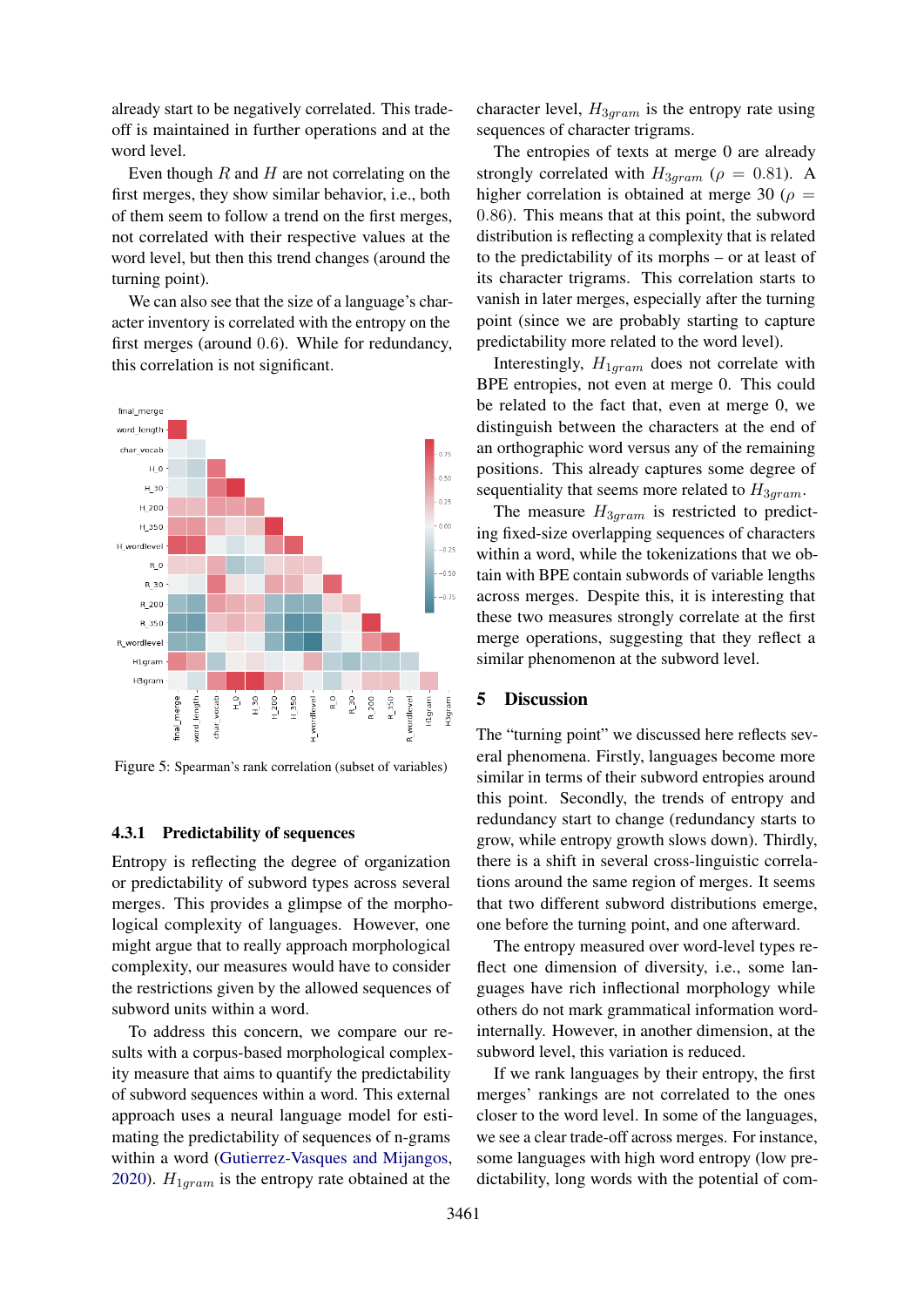already start to be negatively correlated. This trade-off is maintained in further operations and at the word level.

Even though $R$ and $H$ are not correlating on the first merges, they show similar behavior, i.e., both of them seem to follow a trend on the first merges, not correlated with their respective values at the word level, but then this trend changes (around the turning point).

We can also see that the size of a language's character inventory is correlated with the entropy on the first merges (around 0.6). While for redundancy, this correlation is not significant.

Figure 5: Spearman's rank correlation (subset of variables)

### 4.3.1 Predictability of sequences

Entropy is reflecting the degree of organization or predictability of subword types across several merges. This provides a glimpse of the morphological complexity of languages. However, one might argue that to really approach morphological complexity, our measures would have to consider the restrictions given by the allowed sequences of subword units within a word.

To address this concern, we compare our results with a corpus-based morphological complexity measure that aims to quantify the predictability of subword sequences within a word. This external approach uses a neural language model for estimating the predictability of sequences of n-grams within a word (Gutierrez-Vasques and Mijangos, 2020). $H_{1gram}$ is the entropy rate obtained at the character level, $H_{3gram}$ is the entropy rate using sequences of character trigrams.

The entropies of texts at merge 0 are already strongly correlated with $H_{3gram}$ ($\rho = 0.81$). A higher correlation is obtained at merge 30 ($\rho = 0.86$). This means that at this point, the subword distribution is reflecting a complexity that is related to the predictability of its morphs – or at least of its character trigrams. This correlation starts to vanish in later merges, especially after the turning point (since we are probably starting to capture predictability more related to the word level).

Interestingly, $H_{1gram}$ does not correlate with BPE entropies, not even at merge 0. This could be related to the fact that, even at merge 0, we distinguish between the characters at the end of an orthographic word versus any of the remaining positions. This already captures some degree of sequentiality that seems more related to $H_{3gram}$.

The measure $H_{3gram}$ is restricted to predicting fixed-size overlapping sequences of characters within a word, while the tokenizations that we obtain with BPE contain subwords of variable lengths across merges. Despite this, it is interesting that these two measures strongly correlate at the first merge operations, suggesting that they reflect a similar phenomenon at the subword level.

## 5 Discussion

The "turning point" we discussed here reflects several phenomena. Firstly, languages become more similar in terms of their subword entropies around this point. Secondly, the trends of entropy and redundancy start to change (redundancy starts to grow, while entropy growth slows down). Thirdly, there is a shift in several cross-linguistic correlations around the same region of merges. It seems that two different subword distributions emerge, one before the turning point, and one afterward.

The entropy measured over word-level types reflect one dimension of diversity, i.e., some languages have rich inflectional morphology while others do not mark grammatical information word-internally. However, in another dimension, at the subword level, this variation is reduced.

If we rank languages by their entropy, the first merges' rankings are not correlated to the ones closer to the word level. In some of the languages, we see a clear trade-off across merges. For instance, some languages with high word entropy (low predictability, long words with the potential of com-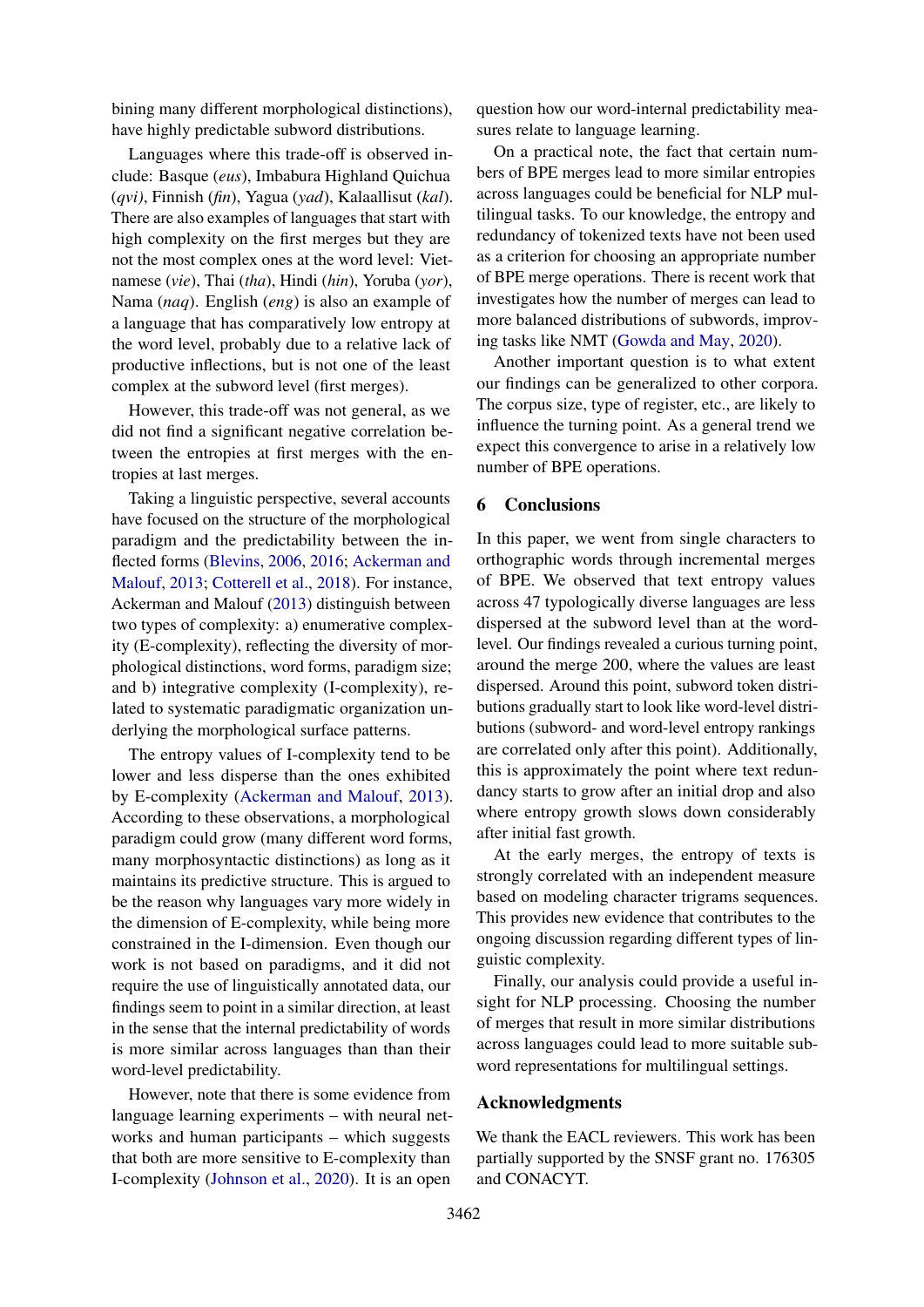bining many different morphological distinctions), have highly predictable subword distributions.

Languages where this trade-off is observed include: Basque (*eus*), Imbabura Highland Quichua (*qvi*), Finnish (*fin*), Yagua (*yad*), Kalaallisut (*kal*). There are also examples of languages that start with high complexity on the first merges but they are not the most complex ones at the word level: Vietnamese (*vie*), Thai (*tha*), Hindi (*hin*), Yoruba (*yor*), Nama (*naq*). English (*eng*) is also an example of a language that has comparatively low entropy at the word level, probably due to a relative lack of productive inflections, but is not one of the least complex at the subword level (first merges).

However, this trade-off was not general, as we did not find a significant negative correlation between the entropies at first merges with the entropies at last merges.

Taking a linguistic perspective, several accounts have focused on the structure of the morphological paradigm and the predictability between the inflected forms (Blevins, 2006, 2016; Ackerman and Malouf, 2013; Cotterell et al., 2018). For instance, Ackerman and Malouf (2013) distinguish between two types of complexity: a) enumerative complexity (E-complexity), reflecting the diversity of morphological distinctions, word forms, paradigm size; and b) integrative complexity (I-complexity), related to systematic paradigmatic organization underlying the morphological surface patterns.

The entropy values of I-complexity tend to be lower and less disperse than the ones exhibited by E-complexity (Ackerman and Malouf, 2013). According to these observations, a morphological paradigm could grow (many different word forms, many morphosyntactic distinctions) as long as it maintains its predictive structure. This is argued to be the reason why languages vary more widely in the dimension of E-complexity, while being more constrained in the I-dimension. Even though our work is not based on paradigms, and it did not require the use of linguistically annotated data, our findings seem to point in a similar direction, at least in the sense that the internal predictability of words is more similar across languages than than their word-level predictability.

However, note that there is some evidence from language learning experiments – with neural networks and human participants – which suggests that both are more sensitive to E-complexity than I-complexity (Johnson et al., 2020). It is an open question how our word-internal predictability measures relate to language learning.

On a practical note, the fact that certain numbers of BPE merges lead to more similar entropies across languages could be beneficial for NLP multilingual tasks. To our knowledge, the entropy and redundancy of tokenized texts have not been used as a criterion for choosing an appropriate number of BPE merge operations. There is recent work that investigates how the number of merges can lead to more balanced distributions of subwords, improving tasks like NMT (Gowda and May, 2020).

Another important question is to what extent our findings can be generalized to other corpora. The corpus size, type of register, etc., are likely to influence the turning point. As a general trend we expect this convergence to arise in a relatively low number of BPE operations.

## 6 Conclusions

In this paper, we went from single characters to orthographic words through incremental merges of BPE. We observed that text entropy values across 47 typologically diverse languages are less dispersed at the subword level than at the word-level. Our findings revealed a curious turning point, around the merge 200, where the values are least dispersed. Around this point, subword token distributions gradually start to look like word-level distributions (subword- and word-level entropy rankings are correlated only after this point). Additionally, this is approximately the point where text redundancy starts to grow after an initial drop and also where entropy growth slows down considerably after initial fast growth.

At the early merges, the entropy of texts is strongly correlated with an independent measure based on modeling character trigrams sequences. This provides new evidence that contributes to the ongoing discussion regarding different types of linguistic complexity.

Finally, our analysis could provide a useful insight for NLP processing. Choosing the number of merges that result in more similar distributions across languages could lead to more suitable subword representations for multilingual settings.

## Acknowledgments

We thank the EACL reviewers. This work has been partially supported by the SNSF grant no. 176305 and CONACYT.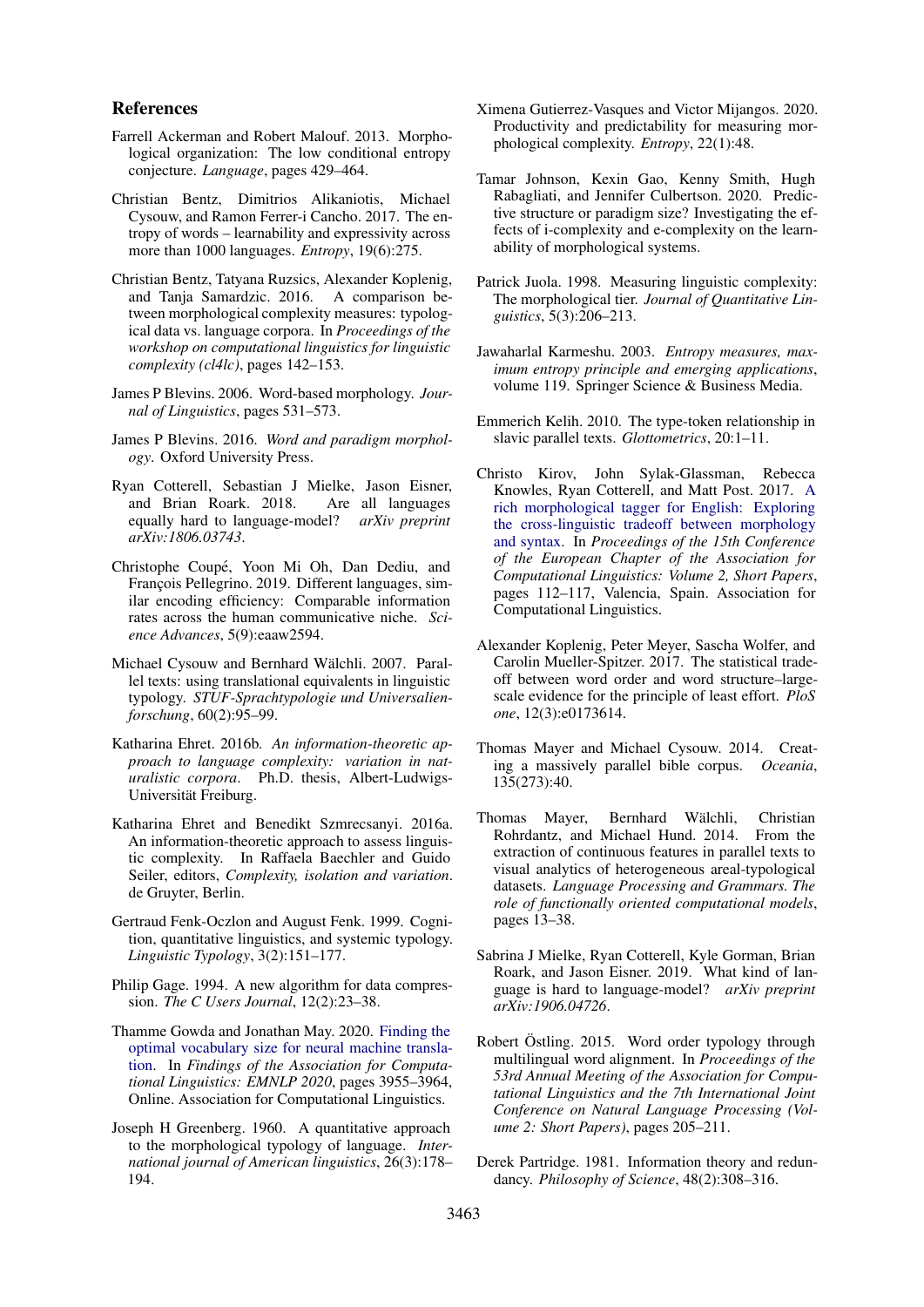## References

Farrell Ackerman and Robert Malouf. 2013. Morphological organization: The low conditional entropy conjecture. *Language*, pages 429–464.

Christian Bentz, Dimitrios Alikaniotis, Michael Cysouw, and Ramon Ferrer-i Cancho. 2017. The entropy of words – learnability and expressivity across more than 1000 languages. *Entropy*, 19(6):275.

Christian Bentz, Tatyana Ruzsics, Alexander Koplenig, and Tanja Samardzic. 2016. A comparison between morphological complexity measures: typological data vs. language corpora. In *Proceedings of the workshop on computational linguistics for linguistic complexity (cl4lc)*, pages 142–153.

James P Blevins. 2006. Word-based morphology. *Journal of Linguistics*, pages 531–573.

James P Blevins. 2016. *Word and paradigm morphology*. Oxford University Press.

Ryan Cotterell, Sebastian J Mielke, Jason Eisner, and Brian Roark. 2018. Are all languages equally hard to language-model? *arXiv preprint arXiv:1806.03743*.

Christophe Coupé, Yoon Mi Oh, Dan Dediu, and François Pellegrino. 2019. Different languages, similar encoding efficiency: Comparable information rates across the human communicative niche. *Science Advances*, 5(9):eaaw2594.

Michael Cysouw and Bernhard Wälchli. 2007. Parallel texts: using translational equivalents in linguistic typology. *STUF-Sprachtypologie und Universalienforschung*, 60(2):95–99.

Katharina Ehret. 2016b. *An information-theoretic approach to language complexity: variation in naturalistic corpora*. Ph.D. thesis, Albert-Ludwigs-Universität Freiburg.

Katharina Ehret and Benedikt Szmrecsanyi. 2016a. An information-theoretic approach to assess linguistic complexity. In Raffaela Baechler and Guido Seiler, editors, *Complexity, isolation and variation*. de Gruyter, Berlin.

Gertraud Fenk-Oczlon and August Fenk. 1999. Cognition, quantitative linguistics, and systemic typology. *Linguistic Typology*, 3(2):151–177.

Philip Gage. 1994. A new algorithm for data compression. *The C Users Journal*, 12(2):23–38.

Thamme Gowda and Jonathan May. 2020. Finding the optimal vocabulary size for neural machine translation. In *Findings of the Association for Computational Linguistics: EMNLP 2020*, pages 3955–3964, Online. Association for Computational Linguistics.

Joseph H Greenberg. 1960. A quantitative approach to the morphological typology of language. *International journal of American linguistics*, 26(3):178–194.

Ximena Gutierrez-Vasques and Victor Mijangos. 2020. Productivity and predictability for measuring morphological complexity. *Entropy*, 22(1):48.

Tamar Johnson, Kexin Gao, Kenny Smith, Hugh Rabagliati, and Jennifer Culbertson. 2020. Predictive structure or paradigm size? Investigating the effects of i-complexity and e-complexity on the learnability of morphological systems.

Patrick Juola. 1998. Measuring linguistic complexity: The morphological tier. *Journal of Quantitative Linguistics*, 5(3):206–213.

Jawaharlal Karmeshu. 2003. *Entropy measures, maximum entropy principle and emerging applications*, volume 119. Springer Science & Business Media.

Emmerich Kelih. 2010. The type-token relationship in slavic parallel texts. *Glottometrics*, 20:1–11.

Christo Kirov, John Sylak-Glassman, Rebecca Knowles, Ryan Cotterell, and Matt Post. 2017. A rich morphological tagger for English: Exploring the cross-linguistic tradeoff between morphology and syntax. In *Proceedings of the 15th Conference of the European Chapter of the Association for Computational Linguistics: Volume 2, Short Papers*, pages 112–117, Valencia, Spain. Association for Computational Linguistics.

Alexander Koplenig, Peter Meyer, Sascha Wolfer, and Carolin Mueller-Spitzer. 2017. The statistical trade-off between word order and word structure–large-scale evidence for the principle of least effort. *PloS one*, 12(3):e0173614.

Thomas Mayer and Michael Cysouw. 2014. Creating a massively parallel bible corpus. *Oceania*, 135(273):40.

Thomas Mayer, Bernhard Wälchli, Christian Rohrdantz, and Michael Hund. 2014. From the extraction of continuous features in parallel texts to visual analytics of heterogeneous areal-typological datasets. *Language Processing and Grammars. The role of functionally oriented computational models*, pages 13–38.

Sabrina J Mielke, Ryan Cotterell, Kyle Gorman, Brian Roark, and Jason Eisner. 2019. What kind of language is hard to language-model? *arXiv preprint arXiv:1906.04726*.

Robert Östling. 2015. Word order typology through multilingual word alignment. In *Proceedings of the 53rd Annual Meeting of the Association for Computational Linguistics and the 7th International Joint Conference on Natural Language Processing (Volume 2: Short Papers)*, pages 205–211.

Derek Partridge. 1981. Information theory and redundancy. *Philosophy of Science*, 48(2):308–316.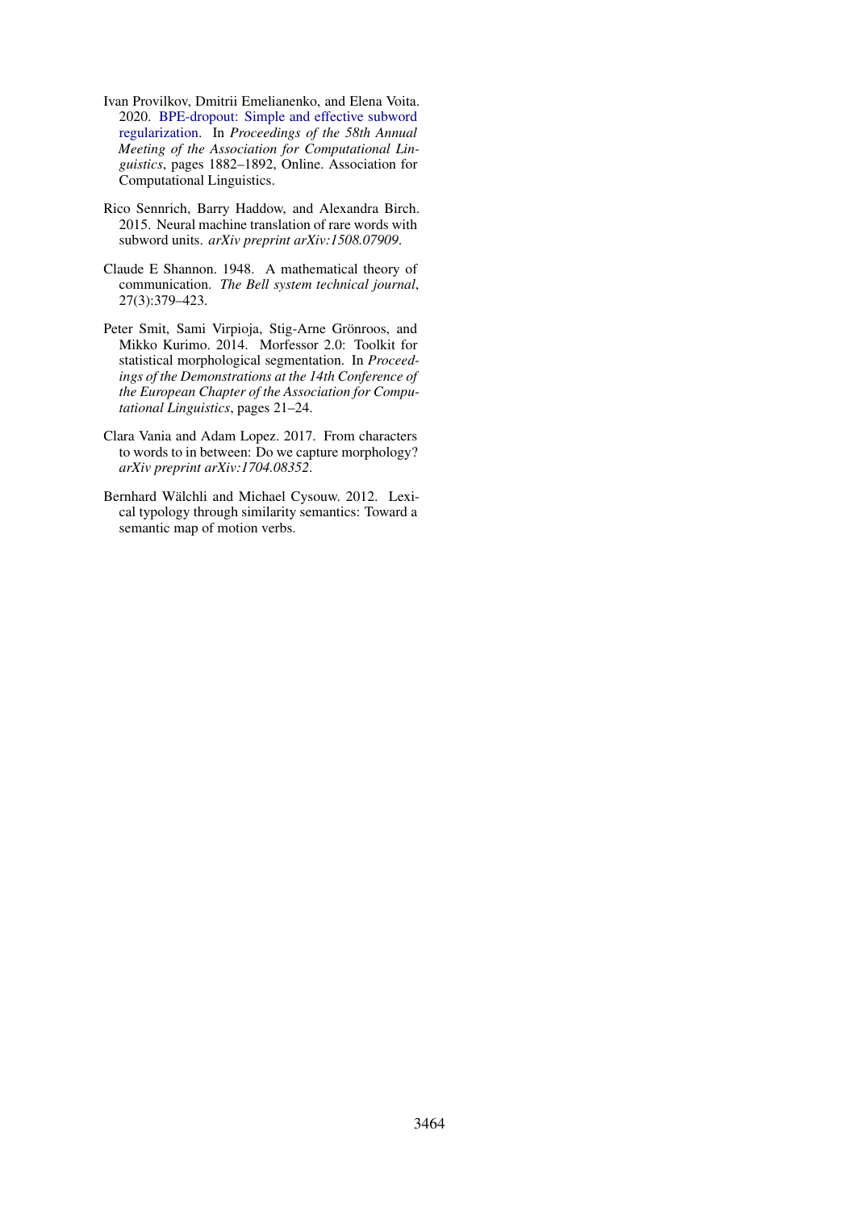Ivan Provilkov, Dmitrii Emelianenko, and Elena Voita. 2020. BPE-dropout: Simple and effective subword regularization. In *Proceedings of the 58th Annual Meeting of the Association for Computational Linguistics*, pages 1882–1892, Online. Association for Computational Linguistics.

Rico Sennrich, Barry Haddow, and Alexandra Birch. 2015. Neural machine translation of rare words with subword units. *arXiv preprint arXiv:1508.07909*.

Claude E Shannon. 1948. A mathematical theory of communication. *The Bell system technical journal*, 27(3):379–423.

Peter Smit, Sami Virpioja, Stig-Arne Grönroos, and Mikko Kurimo. 2014. Morfessor 2.0: Toolkit for statistical morphological segmentation. In *Proceedings of the Demonstrations at the 14th Conference of the European Chapter of the Association for Computational Linguistics*, pages 21–24.

Clara Vania and Adam Lopez. 2017. From characters to words to in between: Do we capture morphology? *arXiv preprint arXiv:1704.08352*.

Bernhard Wälchli and Michael Cysouw. 2012. Lexical typology through similarity semantics: Toward a semantic map of motion verbs.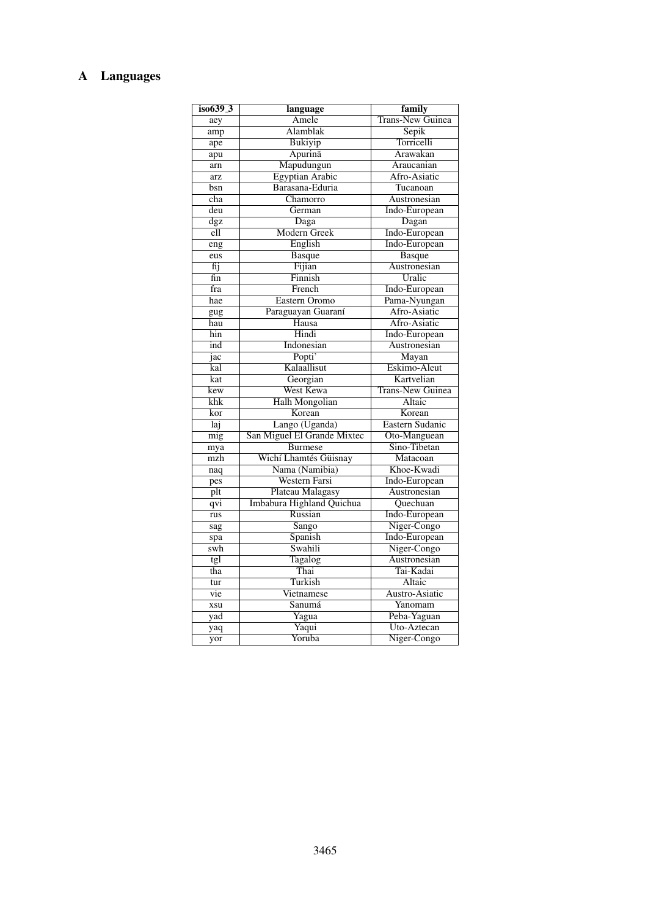# A Languages

| iso639_3 | language | family |
|---|---|---|
| aey | Amele | Trans-New Guinea |
| amp | Alamblak | Sepik |
| ape | Bukiyip | Torricelli |
| apu | Apurinã | Arawakan |
| arn | Mapudungun | Araucanian |
| arz | Egyptian Arabic | Afro-Asiatic |
| bsn | Barasana-Eduria | Tucanoan |
| cha | Chamorro | Austronesian |
| deu | German | Indo-European |
| dgz | Daga | Dagan |
| ell | Modern Greek | Indo-European |
| eng | English | Indo-European |
| eus | Basque | Basque |
| fij | Fijian | Austronesian |
| fin | Finnish | Uralic |
| fra | French | Indo-European |
| hae | Eastern Oromo | Pama-Nyungan |
| gug | Paraguayan Guaraní | Afro-Asiatic |
| hau | Hausa | Afro-Asiatic |
| hin | Hindi | Indo-European |
| ind | Indonesian | Austronesian |
| jac | Popti' | Mayan |
| kal | Kalaallisut | Eskimo-Aleut |
| kat | Georgian | Kartvelian |
| kew | West Kewa | Trans-New Guinea |
| khk | Halh Mongolian | Altaic |
| kor | Korean | Korean |
| laj | Lango (Uganda) | Eastern Sudanic |
| mig | San Miguel El Grande Mixtec | Oto-Manguean |
| mya | Burmese | Sino-Tibetan |
| mzh | Wichí Lhamtés Güisnay | Matacoan |
| naq | Nama (Namibia) | Khoe-Kwadi |
| pes | Western Farsi | Indo-European |
| plt | Plateau Malagasy | Austronesian |
| qvi | Imbabura Highland Quichua | Quechuan |
| rus | Russian | Indo-European |
| sag | Sango | Niger-Congo |
| spa | Spanish | Indo-European |
| swh | Swahili | Niger-Congo |
| tgl | Tagalog | Austronesian |
| tha | Thai | Tai-Kadai |
| tur | Turkish | Altaic |
| vie | Vietnamese | Austro-Asiatic |
| xsu | Sanumá | Yanomam |
| yad | Yagua | Peba-Yaguan |
| yaq | Yaqui | Uto-Aztecan |
| yor | Yoruba | Niger-Congo |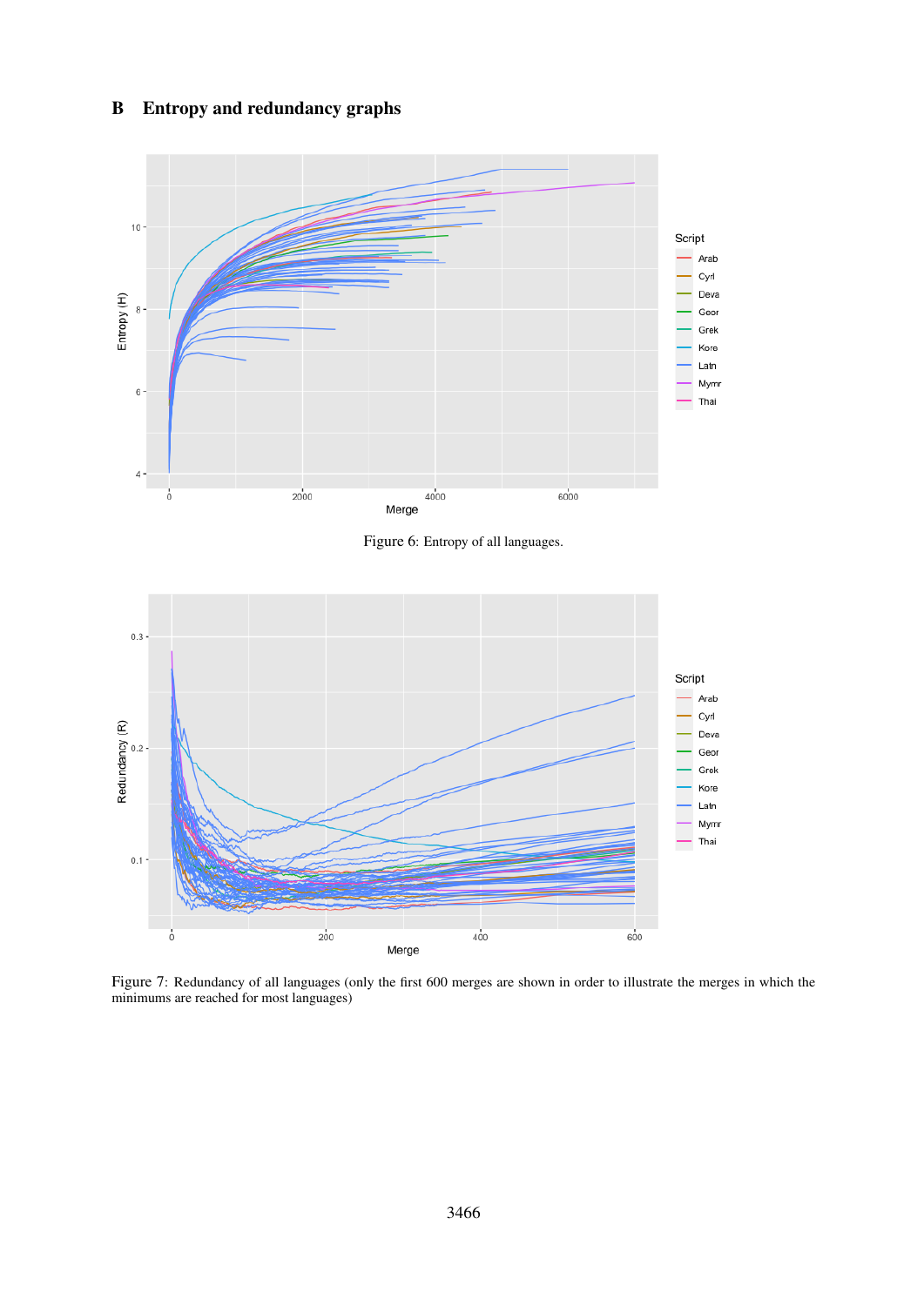## B Entropy and redundancy graphs

Figure 6: Entropy of all languages.

Figure 7: Redundancy of all languages (only the first 600 merges are shown in order to illustrate the merges in which the minimums are reached for most languages)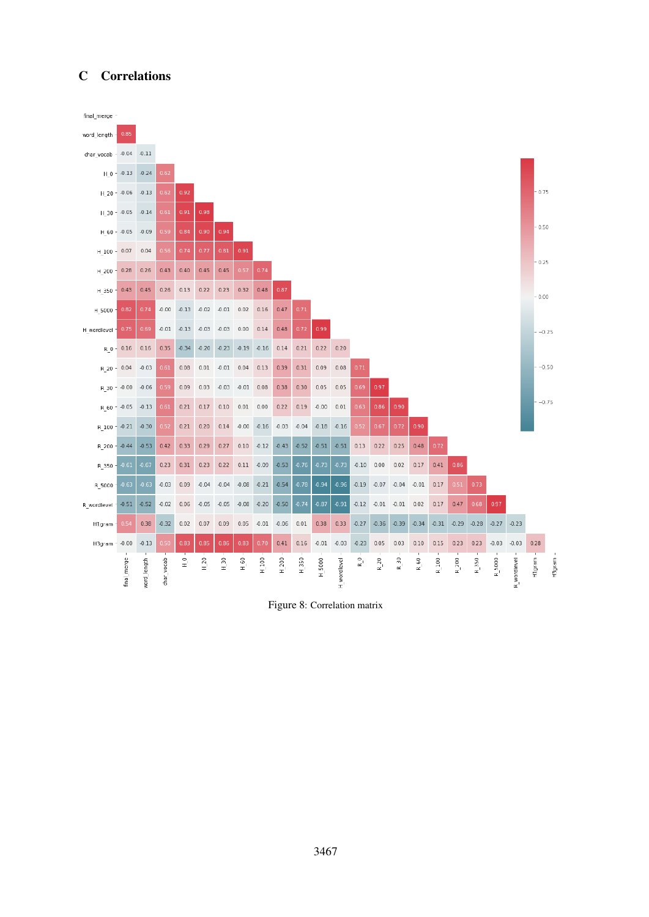## C Correlations

| | final_merge | word_length | char_vocab | H_0 | H_20 | H_30 | H_60 | H_100 | H_200 | H_350 | H_5000 | H_wordlevel | R_0 | R_20 | R_30 | R_60 | R_100 | R_200 | R_350 | R_5000 | R_wordlevel | H1gram | H3gram |
|---|---|---|---|---|---|---|---|---|---|---|---|---|---|---|---|---|---|---|---|---|---|---|---|
| final_merge | | | | | | | | | | | | | | | | | | | | | | | |
| word_length | 0.85 | | | | | | | | | | | | | | | | | | | | | | |
| char_vocab | -0.04 | -0.11 | | | | | | | | | | | | | | | | | | | | | |
| H_0 | -0.13 | -0.24 | 0.62 | | | | | | | | | | | | | | | | | | | | |
| H_20 | -0.06 | -0.13 | 0.62 | 0.92 | | | | | | | | | | | | | | | | | | | |
| H_30 | -0.05 | -0.14 | 0.61 | 0.91 | 0.98 | | | | | | | | | | | | | | | | | | |
| H_60 | -0.05 | -0.09 | 0.59 | 0.84 | 0.90 | 0.94 | | | | | | | | | | | | | | | | | |
| H_100 | 0.07 | 0.04 | 0.56 | 0.74 | 0.77 | 0.81 | 0.91 | | | | | | | | | | | | | | | | |
| H_200 | 0.28 | 0.26 | 0.43 | 0.40 | 0.45 | 0.45 | 0.57 | 0.74 | | | | | | | | | | | | | | | |
| H_350 | 0.43 | 0.45 | 0.26 | 0.13 | 0.22 | 0.23 | 0.32 | 0.48 | 0.87 | | | | | | | | | | | | | | |
| H_5000 | 0.82 | 0.74 | -0.00 | -0.13 | -0.02 | -0.01 | 0.02 | 0.16 | 0.47 | 0.71 | | | | | | | | | | | | | |
| H_wordlevel | 0.75 | 0.69 | -0.01 | -0.13 | -0.03 | -0.03 | 0.00 | 0.14 | 0.48 | 0.72 | 0.99 | | | | | | | | | | | | |
| R_0 | 0.16 | 0.16 | 0.35 | -0.34 | -0.20 | -0.23 | -0.19 | -0.16 | 0.14 | 0.21 | 0.22 | 0.20 | | | | | | | | | | | |
| R_20 | 0.04 | -0.03 | 0.61 | 0.08 | 0.01 | -0.01 | 0.04 | 0.13 | 0.39 | 0.31 | 0.09 | 0.08 | 0.71 | | | | | | | | | | |
| R_30 | -0.00 | -0.06 | 0.59 | 0.09 | 0.03 | -0.03 | -0.01 | 0.08 | 0.38 | 0.30 | 0.05 | 0.05 | 0.69 | 0.97 | | | | | | | | | |
| R_60 | -0.05 | -0.13 | 0.61 | 0.21 | 0.17 | 0.10 | 0.01 | 0.00 | 0.22 | 0.19 | -0.00 | 0.01 | 0.63 | 0.86 | 0.90 | | | | | | | | |
| R_100 | -0.21 | -0.30 | 0.52 | 0.21 | 0.20 | 0.14 | -0.00 | -0.16 | -0.03 | -0.04 | -0.18 | -0.16 | 0.52 | 0.67 | 0.72 | 0.90 | | | | | | | |
| R_200 | -0.44 | -0.53 | 0.42 | 0.33 | 0.29 | 0.27 | 0.10 | -0.12 | -0.43 | -0.52 | -0.51 | -0.51 | 0.13 | 0.22 | 0.25 | 0.48 | 0.72 | | | | | | |
| R_350 | -0.61 | -0.67 | 0.23 | 0.31 | 0.23 | 0.22 | 0.11 | -0.09 | -0.53 | -0.76 | -0.73 | -0.73 | -0.10 | 0.00 | 0.02 | 0.17 | 0.41 | 0.86 | | | | | |
| R_5000 | -0.63 | -0.63 | -0.03 | 0.09 | -0.04 | -0.04 | -0.08 | -0.21 | -0.54 | -0.78 | -0.94 | -0.96 | -0.19 | -0.07 | -0.04 | -0.01 | 0.17 | 0.51 | 0.73 | | | | |
| R_wordlevel | -0.51 | -0.52 | -0.02 | 0.06 | -0.05 | -0.05 | -0.08 | -0.20 | -0.50 | -0.74 | -0.87 | -0.91 | -0.12 | -0.01 | -0.01 | 0.02 | 0.17 | 0.47 | 0.68 | 0.97 | | | |
| H1gram | 0.54 | 0.38 | -0.32 | 0.02 | 0.07 | 0.09 | 0.05 | -0.01 | -0.06 | 0.01 | 0.38 | 0.33 | -0.27 | -0.36 | -0.39 | -0.34 | -0.31 | -0.29 | -0.28 | -0.27 | -0.23 | | |
| H3gram | -0.00 | -0.13 | 0.50 | 0.83 | 0.85 | 0.86 | 0.83 | 0.70 | 0.41 | 0.16 | -0.01 | -0.03 | -0.23 | 0.05 | 0.03 | 0.10 | 0.15 | 0.23 | 0.23 | -0.03 | -0.03 | 0.28 | |

Figure 8: Correlation matrix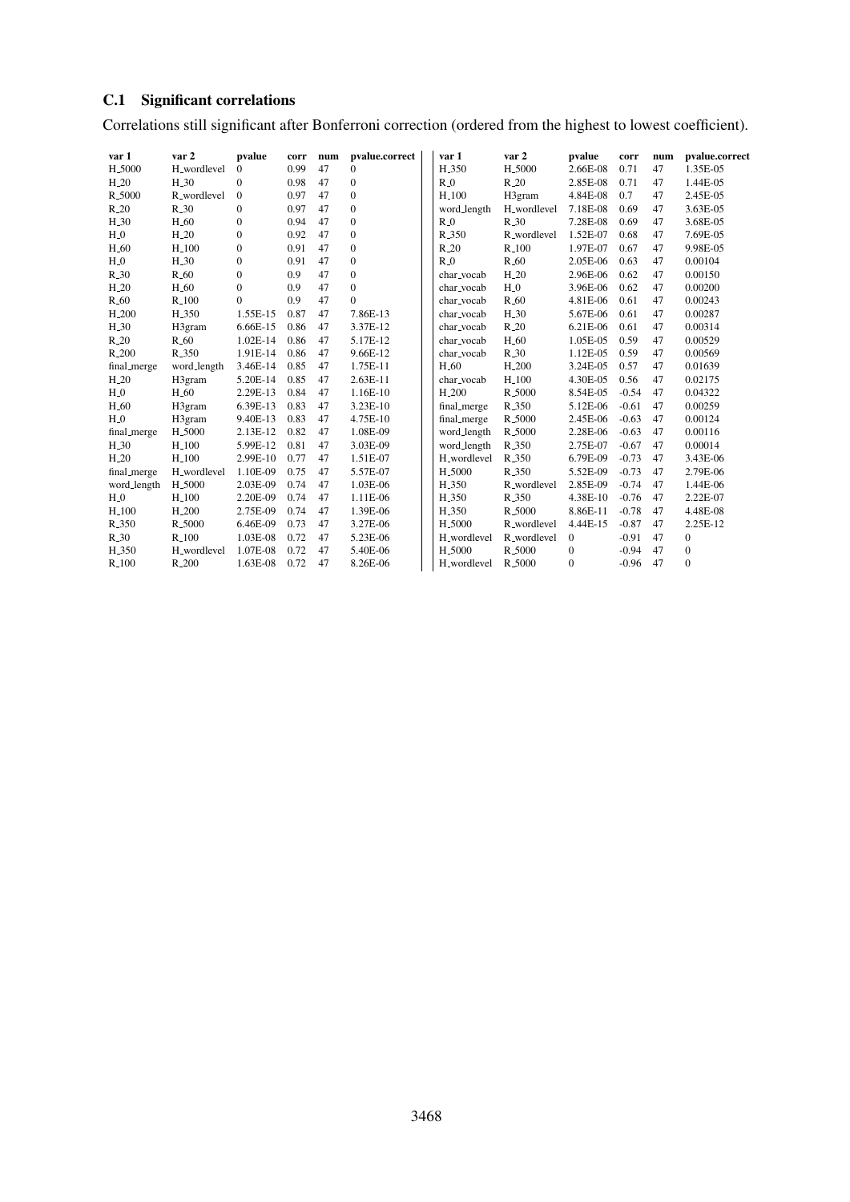### C.1 Significant correlations

Correlations still significant after Bonferroni correction (ordered from the highest to lowest coefficient).

| var 1 | var 2 | pvalue | corr | num | pvalue.correct |
|---|---|---|---|---|---|
| H_5000 | H_wordlevel | 0 | 0.99 | 47 | 0 |
| H_20 | H_30 | 0 | 0.98 | 47 | 0 |
| R_5000 | R_wordlevel | 0 | 0.97 | 47 | 0 |
| R_20 | R_30 | 0 | 0.97 | 47 | 0 |
| H_30 | H_60 | 0 | 0.94 | 47 | 0 |
| H_0 | H_20 | 0 | 0.92 | 47 | 0 |
| H_60 | H_100 | 0 | 0.91 | 47 | 0 |
| H_0 | H_30 | 0 | 0.91 | 47 | 0 |
| R_30 | R_60 | 0 | 0.9 | 47 | 0 |
| H_20 | H_60 | 0 | 0.9 | 47 | 0 |
| R_60 | R_100 | 0 | 0.9 | 47 | 0 |
| H_200 | H_350 | 1.55E-15 | 0.87 | 47 | 7.86E-13 |
| H_30 | H3gram | 6.66E-15 | 0.86 | 47 | 3.37E-12 |
| R_20 | R_60 | 1.02E-14 | 0.86 | 47 | 5.17E-12 |
| R_200 | R_350 | 1.91E-14 | 0.86 | 47 | 9.66E-12 |
| final_merge | word_length | 3.46E-14 | 0.85 | 47 | 1.75E-11 |
| H_20 | H3gram | 5.20E-14 | 0.85 | 47 | 2.63E-11 |
| H_0 | H_60 | 2.29E-13 | 0.84 | 47 | 1.16E-10 |
| H_60 | H3gram | 6.39E-13 | 0.83 | 47 | 3.23E-10 |
| H_0 | H3gram | 9.40E-13 | 0.83 | 47 | 4.75E-10 |
| final_merge | H_5000 | 2.13E-12 | 0.82 | 47 | 1.08E-09 |
| H_30 | H_100 | 5.99E-12 | 0.81 | 47 | 3.03E-09 |
| H_20 | H_100 | 2.99E-10 | 0.77 | 47 | 1.51E-07 |
| final_merge | H_wordlevel | 1.10E-09 | 0.75 | 47 | 5.57E-07 |
| word_length | H_5000 | 2.03E-09 | 0.74 | 47 | 1.03E-06 |
| H_0 | H_100 | 2.20E-09 | 0.74 | 47 | 1.11E-06 |
| H_100 | H_200 | 2.75E-09 | 0.74 | 47 | 1.39E-06 |
| R_350 | R_5000 | 6.46E-09 | 0.73 | 47 | 3.27E-06 |
| R_30 | R_100 | 1.03E-08 | 0.72 | 47 | 5.23E-06 |
| H_350 | H_wordlevel | 1.07E-08 | 0.72 | 47 | 5.40E-06 |
| R_100 | R_200 | 1.63E-08 | 0.72 | 47 | 8.26E-06 |
| H_350 | H_5000 | 2.66E-08 | 0.71 | 47 | 1.35E-05 |
| R_0 | R_20 | 2.85E-08 | 0.71 | 47 | 1.44E-05 |
| H_100 | H3gram | 4.84E-08 | 0.7 | 47 | 2.45E-05 |
| word_length | H_wordlevel | 7.18E-08 | 0.69 | 47 | 3.63E-05 |
| R_0 | R_30 | 7.28E-08 | 0.69 | 47 | 3.68E-05 |
| R_350 | R_wordlevel | 1.52E-07 | 0.68 | 47 | 7.69E-05 |
| R_20 | R_100 | 1.97E-07 | 0.67 | 47 | 9.98E-05 |
| R_0 | R_60 | 2.05E-06 | 0.63 | 47 | 0.00104 |
| char_vocab | H_20 | 2.96E-06 | 0.62 | 47 | 0.00150 |
| char_vocab | H_0 | 3.96E-06 | 0.62 | 47 | 0.00200 |
| char_vocab | R_60 | 4.81E-06 | 0.61 | 47 | 0.00243 |
| char_vocab | H_30 | 5.67E-06 | 0.61 | 47 | 0.00287 |
| char_vocab | R_20 | 6.21E-06 | 0.61 | 47 | 0.00314 |
| char_vocab | H_60 | 1.05E-05 | 0.59 | 47 | 0.00529 |
| char_vocab | R_30 | 1.12E-05 | 0.59 | 47 | 0.00569 |
| H_60 | H_200 | 3.24E-05 | 0.57 | 47 | 0.01639 |
| char_vocab | H_100 | 4.30E-05 | 0.56 | 47 | 0.02175 |
| H_200 | R_5000 | 8.54E-05 | -0.54 | 47 | 0.04322 |
| final_merge | R_350 | 5.12E-06 | -0.61 | 47 | 0.00259 |
| final_merge | R_5000 | 2.45E-06 | -0.63 | 47 | 0.00124 |
| word_length | R_5000 | 2.28E-06 | -0.63 | 47 | 0.00116 |
| word_length | R_350 | 2.75E-07 | -0.67 | 47 | 0.00014 |
| H_wordlevel | R_350 | 6.79E-09 | -0.73 | 47 | 3.43E-06 |
| H_5000 | R_350 | 5.52E-09 | -0.73 | 47 | 2.79E-06 |
| H_350 | R_wordlevel | 2.85E-09 | -0.74 | 47 | 1.44E-06 |
| H_350 | R_350 | 4.38E-10 | -0.76 | 47 | 2.22E-07 |
| H_350 | R_5000 | 8.86E-11 | -0.78 | 47 | 4.48E-08 |
| H_wordlevel | R_wordlevel | 4.44E-15 | -0.87 | 47 | 2.25E-12 |
| H_5000 | R_5000 | 0 | -0.91 | 47 | 0 |
| H_wordlevel | R_5000 | 0 | -0.94 | 47 | 0 |
| H_wordlevel | R_5000 | 0 | -0.96 | 47 | 0 |